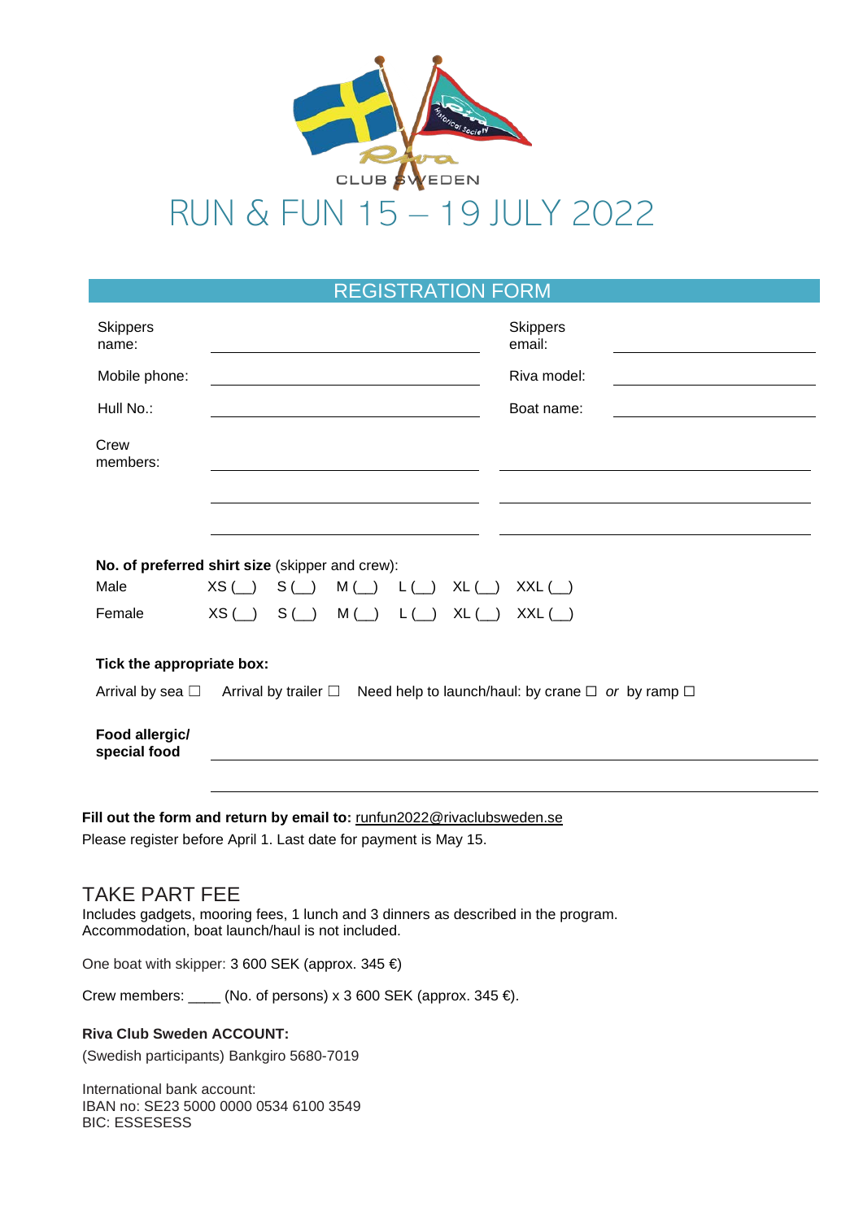CLUB SWEDEN

# RUN & FUN 15 – 19 JULY 2022

## REGISTRATION FORM

| | | | |
|---|---|---|---|
| Skippers name: | ____________________ | Skippers email: | ____________________ |
| Mobile phone: | ____________________ | Riva model: | ____________________ |
| Hull No.: | ____________________ | Boat name: | ____________________ |
| Crew members: | ____________________ | | ____________________ |
| | ____________________ | | ____________________ |
| | ____________________ | | ____________________ |

**No. of preferred shirt size** (skipper and crew):

| | | | | | | |
|---|---|---|---|---|---|---|
| Male | XS (__) | S (__) | M (__) | L (__) | XL (__) | XXL (__) |
| Female | XS (__) | S (__) | M (__) | L (__) | XL (__) | XXL (__) |

**Tick the appropriate box:**

Arrival by sea ☐ Arrival by trailer ☐ Need help to launch/haul: by crane ☐ *or* by ramp ☐

**Food allergic/ special food** ____________________________________________

____________________________________________

**Fill out the form and return by email to:** runfun2022@rivaclubsweden.se

Please register before April 1. Last date for payment is May 15.

## TAKE PART FEE

Includes gadgets, mooring fees, 1 lunch and 3 dinners as described in the program.
Accommodation, boat launch/haul is not included.

One boat with skipper: 3 600 SEK (approx. 345 €)

Crew members: ____ (No. of persons) x 3 600 SEK (approx. 345 €).

**Riva Club Sweden ACCOUNT:**

(Swedish participants) Bankgiro 5680-7019

International bank account:
IBAN no: SE23 5000 0000 0534 6100 3549
BIC: ESSESESS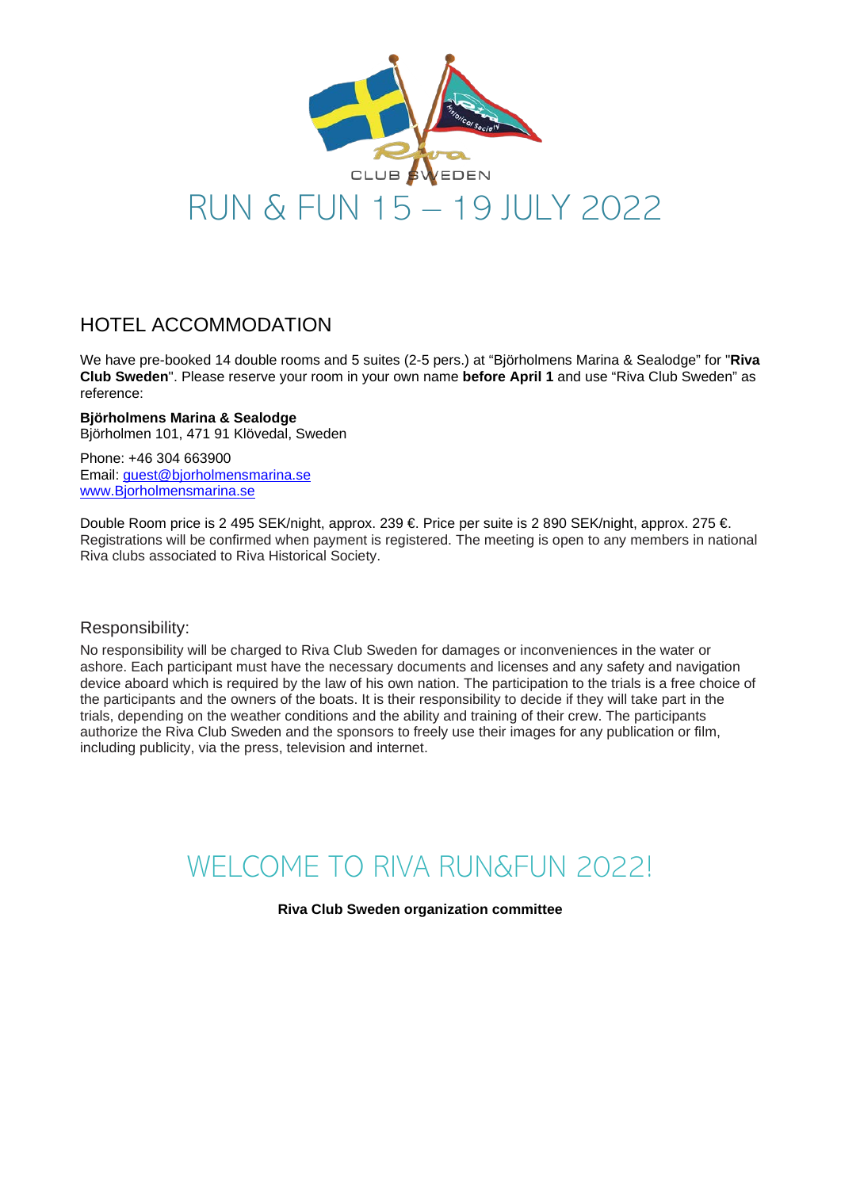CLUB SWEDEN

# RUN & FUN 15 – 19 JULY 2022

## HOTEL ACCOMMODATION

We have pre-booked 14 double rooms and 5 suites (2-5 pers.) at "Björholmens Marina & Sealodge" for "**Riva Club Sweden**". Please reserve your room in your own name **before April 1** and use "Riva Club Sweden" as reference:

**Björholmens Marina & Sealodge**
Björholmen 101, 471 91 Klövedal, Sweden

Phone: +46 304 663900
Email: guest@bjorholmensmarina.se
www.Bjorholmensmarina.se

Double Room price is 2 495 SEK/night, approx. 239 €. Price per suite is 2 890 SEK/night, approx. 275 €. Registrations will be confirmed when payment is registered. The meeting is open to any members in national Riva clubs associated to Riva Historical Society.

### Responsibility:

No responsibility will be charged to Riva Club Sweden for damages or inconveniences in the water or ashore. Each participant must have the necessary documents and licenses and any safety and navigation device aboard which is required by the law of his own nation. The participation to the trials is a free choice of the participants and the owners of the boats. It is their responsibility to decide if they will take part in the trials, depending on the weather conditions and the ability and training of their crew. The participants authorize the Riva Club Sweden and the sponsors to freely use their images for any publication or film, including publicity, via the press, television and internet.

# WELCOME TO RIVA RUN&FUN 2022!

**Riva Club Sweden organization committee**